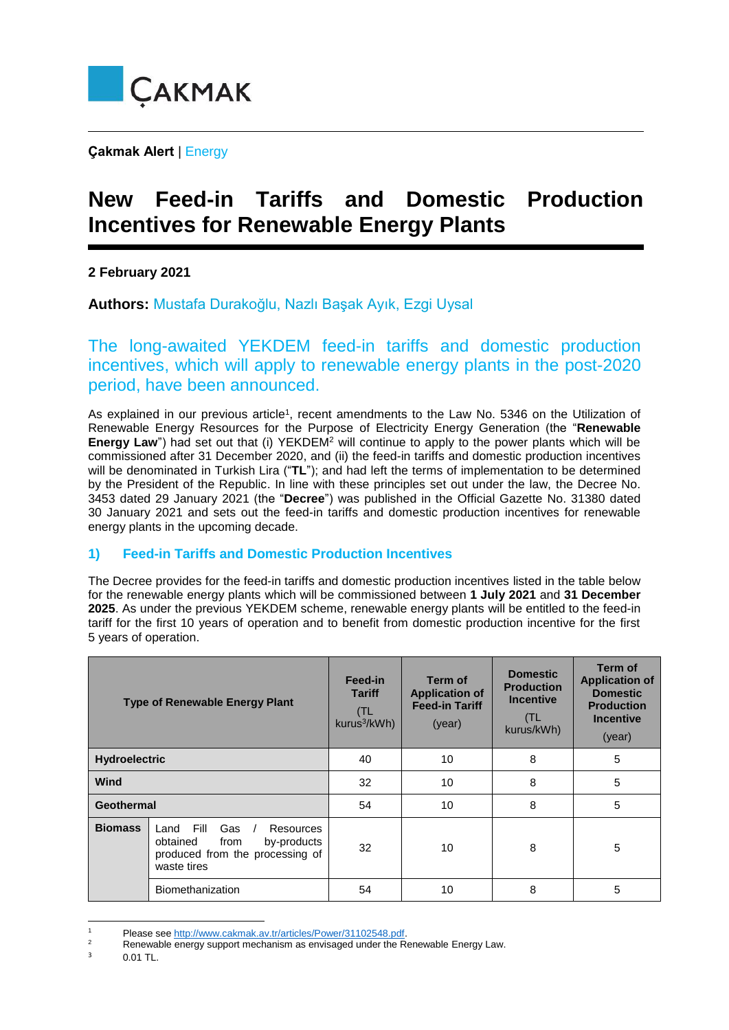ÇAKMAK

**Çakmak Alert** | Energy

# New Feed-in Tariffs and Domestic Production Incentives for Renewable Energy Plants

**2 February 2021**

**Authors:** Mustafa Durakoğlu, Nazlı Başak Ayık, Ezgi Uysal

The long-awaited YEKDEM feed-in tariffs and domestic production incentives, which will apply to renewable energy plants in the post-2020 period, have been announced.

As explained in our previous article[1], recent amendments to the Law No. 5346 on the Utilization of Renewable Energy Resources for the Purpose of Electricity Energy Generation (the "**Renewable Energy Law**") had set out that (i) YEKDEM[2] will continue to apply to the power plants which will be commissioned after 31 December 2020, and (ii) the feed-in tariffs and domestic production incentives will be denominated in Turkish Lira ("**TL**"); and had left the terms of implementation to be determined by the President of the Republic. In line with these principles set out under the law, the Decree No. 3453 dated 29 January 2021 (the "**Decree**") was published in the Official Gazette No. 31380 dated 30 January 2021 and sets out the feed-in tariffs and domestic production incentives for renewable energy plants in the upcoming decade.

## 1) Feed-in Tariffs and Domestic Production Incentives

The Decree provides for the feed-in tariffs and domestic production incentives listed in the table below for the renewable energy plants which will be commissioned between **1 July 2021** and **31 December 2025**. As under the previous YEKDEM scheme, renewable energy plants will be entitled to the feed-in tariff for the first 10 years of operation and to benefit from domestic production incentive for the first 5 years of operation.

| Type of Renewable Energy Plant | | Feed-in Tariff (TL kurus[3]/kWh) | Term of Application of Feed-in Tariff (year) | Domestic Production Incentive (TL kurus/kWh) | Term of Application of Domestic Production Incentive (year) |
|---|---|---|---|---|---|
| **Hydroelectric** | | 40 | 10 | 8 | 5 |
| **Wind** | | 32 | 10 | 8 | 5 |
| **Geothermal** | | 54 | 10 | 8 | 5 |
| **Biomass** | Land Fill Gas / Resources obtained from by-products produced from the processing of waste tires | 32 | 10 | 8 | 5 |
| | Biomethanization | 54 | 10 | 8 | 5 |

[1] Please see http://www.cakmak.av.tr/articles/Power/31102548.pdf.

[2] Renewable energy support mechanism as envisaged under the Renewable Energy Law.

[3] 0.01 TL.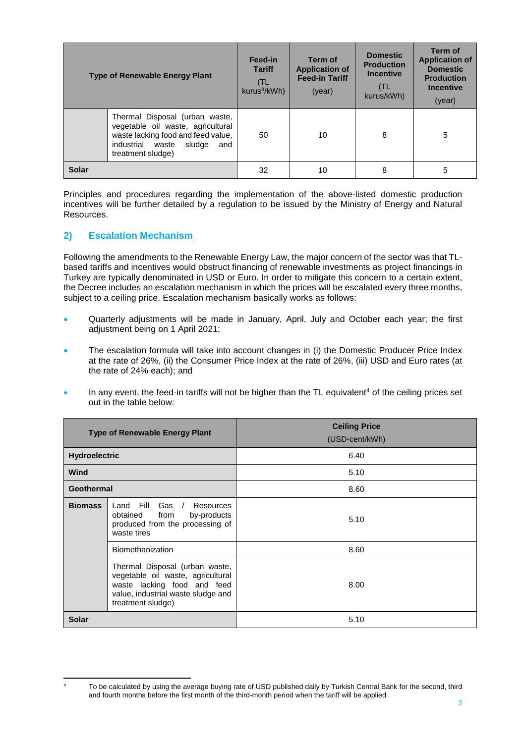| Type of Renewable Energy Plant | | Feed-in Tariff (TL kurus[3]/kWh) | Term of Application of Feed-in Tariff (year) | Domestic Production Incentive (TL kurus/kWh) | Term of Application of Domestic Production Incentive (year) |
|---|---|---|---|---|---|
| | Thermal Disposal (urban waste, vegetable oil waste, agricultural waste lacking food and feed value, industrial waste sludge and treatment sludge) | 50 | 10 | 8 | 5 |
| **Solar** | | 32 | 10 | 8 | 5 |

Principles and procedures regarding the implementation of the above-listed domestic production incentives will be further detailed by a regulation to be issued by the Ministry of Energy and Natural Resources.

## 2) Escalation Mechanism

Following the amendments to the Renewable Energy Law, the major concern of the sector was that TL-based tariffs and incentives would obstruct financing of renewable investments as project financings in Turkey are typically denominated in USD or Euro. In order to mitigate this concern to a certain extent, the Decree includes an escalation mechanism in which the prices will be escalated every three months, subject to a ceiling price. Escalation mechanism basically works as follows:

- Quarterly adjustments will be made in January, April, July and October each year; the first adjustment being on 1 April 2021;
- The escalation formula will take into account changes in (i) the Domestic Producer Price Index at the rate of 26%, (ii) the Consumer Price Index at the rate of 26%, (iii) USD and Euro rates (at the rate of 24% each); and
- In any event, the feed-in tariffs will not be higher than the TL equivalent[4] of the ceiling prices set out in the table below:

| Type of Renewable Energy Plant | | Ceiling Price (USD-cent/kWh) |
|---|---|---|
| **Hydroelectric** | | 6.40 |
| **Wind** | | 5.10 |
| **Geothermal** | | 8.60 |
| **Biomass** | Land Fill Gas / Resources obtained from by-products produced from the processing of waste tires | 5.10 |
| | Biomethanization | 8.60 |
| | Thermal Disposal (urban waste, vegetable oil waste, agricultural waste lacking food and feed value, industrial waste sludge and treatment sludge) | 8.00 |
| **Solar** | | 5.10 |

[4] To be calculated by using the average buying rate of USD published daily by Turkish Central Bank for the second, third and fourth months before the first month of the third-month period when the tariff will be applied.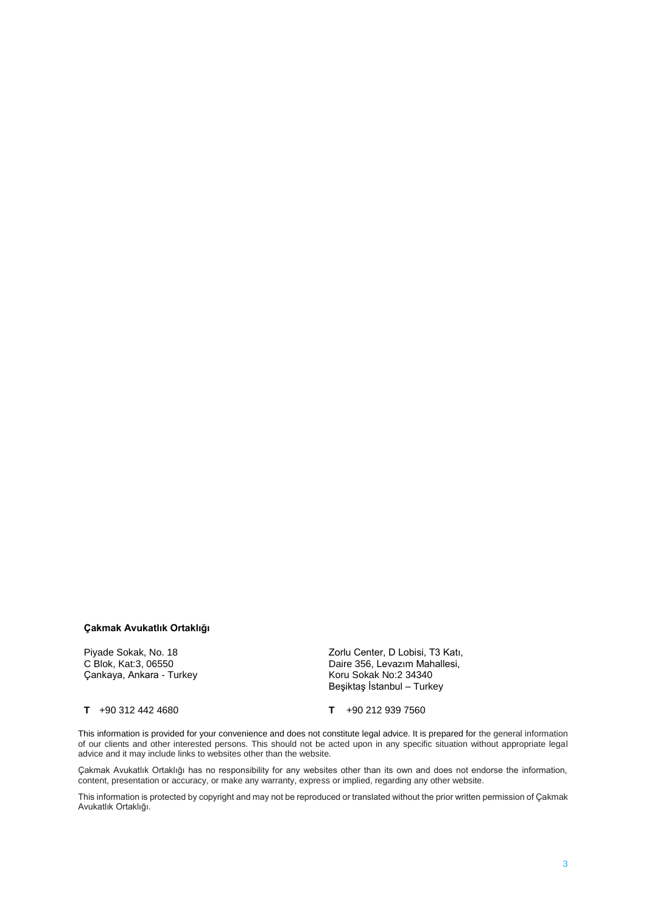**Çakmak Avukatlık Ortaklığı**

Piyade Sokak, No. 18
C Blok, Kat:3, 06550
Çankaya, Ankara - Turkey

**T** +90 312 442 4680

Zorlu Center, D Lobisi, T3 Katı,
Daire 356, Levazım Mahallesi,
Koru Sokak No:2 34340
Beşiktaş İstanbul – Turkey

**T** +90 212 939 7560

This information is provided for your convenience and does not constitute legal advice. It is prepared for the general information of our clients and other interested persons. This should not be acted upon in any specific situation without appropriate legal advice and it may include links to websites other than the website.

Çakmak Avukatlık Ortaklığı has no responsibility for any websites other than its own and does not endorse the information, content, presentation or accuracy, or make any warranty, express or implied, regarding any other website.

This information is protected by copyright and may not be reproduced or translated without the prior written permission of Çakmak Avukatlık Ortaklığı.